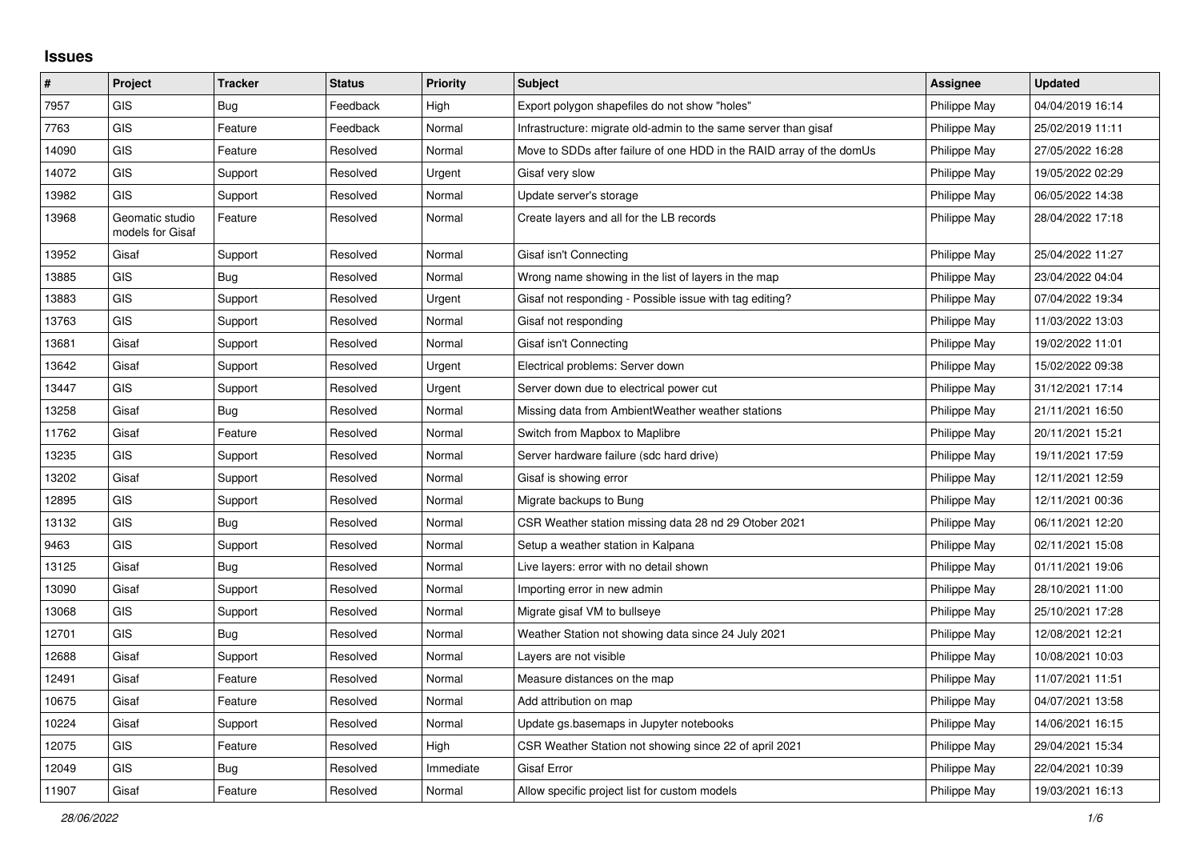## Issues

| # | Project | Tracker | Status | Priority | Subject | Assignee | Updated |
|---|---|---|---|---|---|---|---|
| 7957 | GIS | Bug | Feedback | High | Export polygon shapefiles do not show "holes" | Philippe May | 04/04/2019 16:14 |
| 7763 | GIS | Feature | Feedback | Normal | Infrastructure: migrate old-admin to the same server than gisaf | Philippe May | 25/02/2019 11:11 |
| 14090 | GIS | Feature | Resolved | Normal | Move to SDDs after failure of one HDD in the RAID array of the domUs | Philippe May | 27/05/2022 16:28 |
| 14072 | GIS | Support | Resolved | Urgent | Gisaf very slow | Philippe May | 19/05/2022 02:29 |
| 13982 | GIS | Support | Resolved | Normal | Update server's storage | Philippe May | 06/05/2022 14:38 |
| 13968 | Geomatic studio models for Gisaf | Feature | Resolved | Normal | Create layers and all for the LB records | Philippe May | 28/04/2022 17:18 |
| 13952 | Gisaf | Support | Resolved | Normal | Gisaf isn't Connecting | Philippe May | 25/04/2022 11:27 |
| 13885 | GIS | Bug | Resolved | Normal | Wrong name showing in the list of layers in the map | Philippe May | 23/04/2022 04:04 |
| 13883 | GIS | Support | Resolved | Urgent | Gisaf not responding - Possible issue with tag editing? | Philippe May | 07/04/2022 19:34 |
| 13763 | GIS | Support | Resolved | Normal | Gisaf not responding | Philippe May | 11/03/2022 13:03 |
| 13681 | Gisaf | Support | Resolved | Normal | Gisaf isn't Connecting | Philippe May | 19/02/2022 11:01 |
| 13642 | Gisaf | Support | Resolved | Urgent | Electrical problems: Server down | Philippe May | 15/02/2022 09:38 |
| 13447 | GIS | Support | Resolved | Urgent | Server down due to electrical power cut | Philippe May | 31/12/2021 17:14 |
| 13258 | Gisaf | Bug | Resolved | Normal | Missing data from AmbientWeather weather stations | Philippe May | 21/11/2021 16:50 |
| 11762 | Gisaf | Feature | Resolved | Normal | Switch from Mapbox to Maplibre | Philippe May | 20/11/2021 15:21 |
| 13235 | GIS | Support | Resolved | Normal | Server hardware failure (sdc hard drive) | Philippe May | 19/11/2021 17:59 |
| 13202 | Gisaf | Support | Resolved | Normal | Gisaf is showing error | Philippe May | 12/11/2021 12:59 |
| 12895 | GIS | Support | Resolved | Normal | Migrate backups to Bung | Philippe May | 12/11/2021 00:36 |
| 13132 | GIS | Bug | Resolved | Normal | CSR Weather station missing data 28 nd 29 Otober 2021 | Philippe May | 06/11/2021 12:20 |
| 9463 | GIS | Support | Resolved | Normal | Setup a weather station in Kalpana | Philippe May | 02/11/2021 15:08 |
| 13125 | Gisaf | Bug | Resolved | Normal | Live layers: error with no detail shown | Philippe May | 01/11/2021 19:06 |
| 13090 | Gisaf | Support | Resolved | Normal | Importing error in new admin | Philippe May | 28/10/2021 11:00 |
| 13068 | GIS | Support | Resolved | Normal | Migrate gisaf VM to bullseye | Philippe May | 25/10/2021 17:28 |
| 12701 | GIS | Bug | Resolved | Normal | Weather Station not showing data since 24 July 2021 | Philippe May | 12/08/2021 12:21 |
| 12688 | Gisaf | Support | Resolved | Normal | Layers are not visible | Philippe May | 10/08/2021 10:03 |
| 12491 | Gisaf | Feature | Resolved | Normal | Measure distances on the map | Philippe May | 11/07/2021 11:51 |
| 10675 | Gisaf | Feature | Resolved | Normal | Add attribution on map | Philippe May | 04/07/2021 13:58 |
| 10224 | Gisaf | Support | Resolved | Normal | Update gs.basemaps in Jupyter notebooks | Philippe May | 14/06/2021 16:15 |
| 12075 | GIS | Feature | Resolved | High | CSR Weather Station not showing since 22 of april 2021 | Philippe May | 29/04/2021 15:34 |
| 12049 | GIS | Bug | Resolved | Immediate | Gisaf Error | Philippe May | 22/04/2021 10:39 |
| 11907 | Gisaf | Feature | Resolved | Normal | Allow specific project list for custom models | Philippe May | 19/03/2021 16:13 |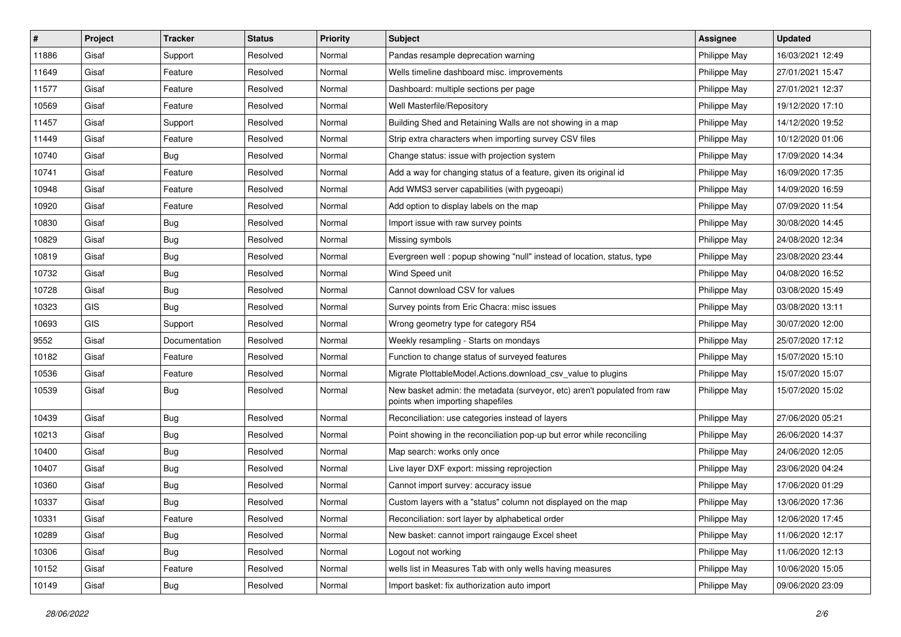| # | Project | Tracker | Status | Priority | Subject | Assignee | Updated |
|---|---|---|---|---|---|---|---|
| 11886 | Gisaf | Support | Resolved | Normal | Pandas resample deprecation warning | Philippe May | 16/03/2021 12:49 |
| 11649 | Gisaf | Feature | Resolved | Normal | Wells timeline dashboard misc. improvements | Philippe May | 27/01/2021 15:47 |
| 11577 | Gisaf | Feature | Resolved | Normal | Dashboard: multiple sections per page | Philippe May | 27/01/2021 12:37 |
| 10569 | Gisaf | Feature | Resolved | Normal | Well Masterfile/Repository | Philippe May | 19/12/2020 17:10 |
| 11457 | Gisaf | Support | Resolved | Normal | Building Shed and Retaining Walls are not showing in a map | Philippe May | 14/12/2020 19:52 |
| 11449 | Gisaf | Feature | Resolved | Normal | Strip extra characters when importing survey CSV files | Philippe May | 10/12/2020 01:06 |
| 10740 | Gisaf | Bug | Resolved | Normal | Change status: issue with projection system | Philippe May | 17/09/2020 14:34 |
| 10741 | Gisaf | Feature | Resolved | Normal | Add a way for changing status of a feature, given its original id | Philippe May | 16/09/2020 17:35 |
| 10948 | Gisaf | Feature | Resolved | Normal | Add WMS3 server capabilities (with pygeoapi) | Philippe May | 14/09/2020 16:59 |
| 10920 | Gisaf | Feature | Resolved | Normal | Add option to display labels on the map | Philippe May | 07/09/2020 11:54 |
| 10830 | Gisaf | Bug | Resolved | Normal | Import issue with raw survey points | Philippe May | 30/08/2020 14:45 |
| 10829 | Gisaf | Bug | Resolved | Normal | Missing symbols | Philippe May | 24/08/2020 12:34 |
| 10819 | Gisaf | Bug | Resolved | Normal | Evergreen well : popup showing "null" instead of location, status, type | Philippe May | 23/08/2020 23:44 |
| 10732 | Gisaf | Bug | Resolved | Normal | Wind Speed unit | Philippe May | 04/08/2020 16:52 |
| 10728 | Gisaf | Bug | Resolved | Normal | Cannot download CSV for values | Philippe May | 03/08/2020 15:49 |
| 10323 | GIS | Bug | Resolved | Normal | Survey points from Eric Chacra: misc issues | Philippe May | 03/08/2020 13:11 |
| 10693 | GIS | Support | Resolved | Normal | Wrong geometry type for category R54 | Philippe May | 30/07/2020 12:00 |
| 9552 | Gisaf | Documentation | Resolved | Normal | Weekly resampling - Starts on mondays | Philippe May | 25/07/2020 17:12 |
| 10182 | Gisaf | Feature | Resolved | Normal | Function to change status of surveyed features | Philippe May | 15/07/2020 15:10 |
| 10536 | Gisaf | Feature | Resolved | Normal | Migrate PlottableModel.Actions.download_csv_value to plugins | Philippe May | 15/07/2020 15:07 |
| 10539 | Gisaf | Bug | Resolved | Normal | New basket admin: the metadata (surveyor, etc) aren't populated from raw points when importing shapefiles | Philippe May | 15/07/2020 15:02 |
| 10439 | Gisaf | Bug | Resolved | Normal | Reconciliation: use categories instead of layers | Philippe May | 27/06/2020 05:21 |
| 10213 | Gisaf | Bug | Resolved | Normal | Point showing in the reconciliation pop-up but error while reconciling | Philippe May | 26/06/2020 14:37 |
| 10400 | Gisaf | Bug | Resolved | Normal | Map search: works only once | Philippe May | 24/06/2020 12:05 |
| 10407 | Gisaf | Bug | Resolved | Normal | Live layer DXF export: missing reprojection | Philippe May | 23/06/2020 04:24 |
| 10360 | Gisaf | Bug | Resolved | Normal | Cannot import survey: accuracy issue | Philippe May | 17/06/2020 01:29 |
| 10337 | Gisaf | Bug | Resolved | Normal | Custom layers with a "status" column not displayed on the map | Philippe May | 13/06/2020 17:36 |
| 10331 | Gisaf | Feature | Resolved | Normal | Reconciliation: sort layer by alphabetical order | Philippe May | 12/06/2020 17:45 |
| 10289 | Gisaf | Bug | Resolved | Normal | New basket: cannot import raingauge Excel sheet | Philippe May | 11/06/2020 12:17 |
| 10306 | Gisaf | Bug | Resolved | Normal | Logout not working | Philippe May | 11/06/2020 12:13 |
| 10152 | Gisaf | Feature | Resolved | Normal | wells list in Measures Tab with only wells having measures | Philippe May | 10/06/2020 15:05 |
| 10149 | Gisaf | Bug | Resolved | Normal | Import basket: fix authorization auto import | Philippe May | 09/06/2020 23:09 |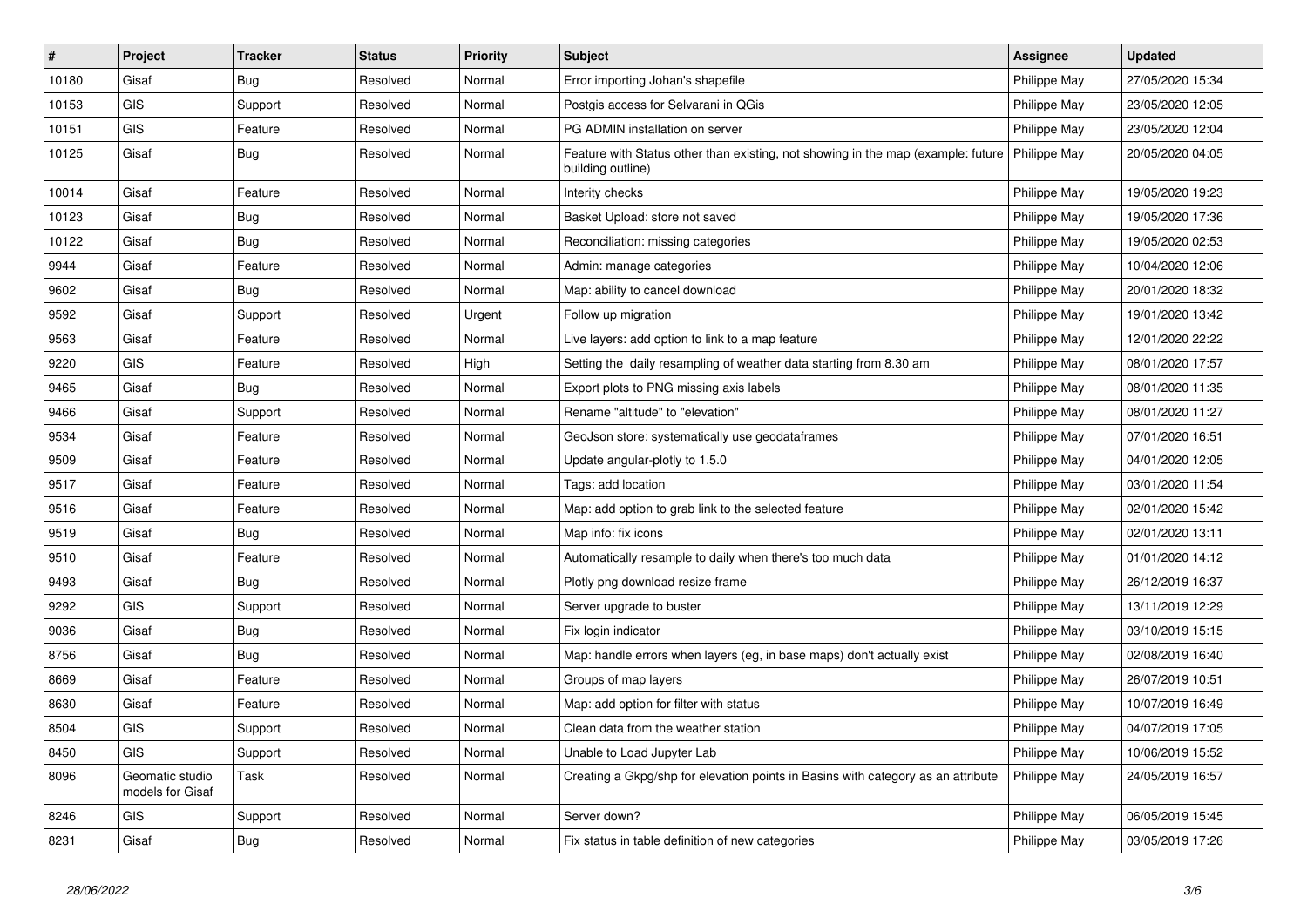| # | Project | Tracker | Status | Priority | Subject | Assignee | Updated |
| --- | --- | --- | --- | --- | --- | --- | --- |
| 10180 | Gisaf | Bug | Resolved | Normal | Error importing Johan's shapefile | Philippe May | 27/05/2020 15:34 |
| 10153 | GIS | Support | Resolved | Normal | Postgis access for Selvarani in QGis | Philippe May | 23/05/2020 12:05 |
| 10151 | GIS | Feature | Resolved | Normal | PG ADMIN installation on server | Philippe May | 23/05/2020 12:04 |
| 10125 | Gisaf | Bug | Resolved | Normal | Feature with Status other than existing, not showing in the map (example: future building outline) | Philippe May | 20/05/2020 04:05 |
| 10014 | Gisaf | Feature | Resolved | Normal | Interity checks | Philippe May | 19/05/2020 19:23 |
| 10123 | Gisaf | Bug | Resolved | Normal | Basket Upload: store not saved | Philippe May | 19/05/2020 17:36 |
| 10122 | Gisaf | Bug | Resolved | Normal | Reconciliation: missing categories | Philippe May | 19/05/2020 02:53 |
| 9944 | Gisaf | Feature | Resolved | Normal | Admin: manage categories | Philippe May | 10/04/2020 12:06 |
| 9602 | Gisaf | Bug | Resolved | Normal | Map: ability to cancel download | Philippe May | 20/01/2020 18:32 |
| 9592 | Gisaf | Support | Resolved | Urgent | Follow up migration | Philippe May | 19/01/2020 13:42 |
| 9563 | Gisaf | Feature | Resolved | Normal | Live layers: add option to link to a map feature | Philippe May | 12/01/2020 22:22 |
| 9220 | GIS | Feature | Resolved | High | Setting the daily resampling of weather data starting from 8.30 am | Philippe May | 08/01/2020 17:57 |
| 9465 | Gisaf | Bug | Resolved | Normal | Export plots to PNG missing axis labels | Philippe May | 08/01/2020 11:35 |
| 9466 | Gisaf | Support | Resolved | Normal | Rename "altitude" to "elevation" | Philippe May | 08/01/2020 11:27 |
| 9534 | Gisaf | Feature | Resolved | Normal | GeoJson store: systematically use geodataframes | Philippe May | 07/01/2020 16:51 |
| 9509 | Gisaf | Feature | Resolved | Normal | Update angular-plotly to 1.5.0 | Philippe May | 04/01/2020 12:05 |
| 9517 | Gisaf | Feature | Resolved | Normal | Tags: add location | Philippe May | 03/01/2020 11:54 |
| 9516 | Gisaf | Feature | Resolved | Normal | Map: add option to grab link to the selected feature | Philippe May | 02/01/2020 15:42 |
| 9519 | Gisaf | Bug | Resolved | Normal | Map info: fix icons | Philippe May | 02/01/2020 13:11 |
| 9510 | Gisaf | Feature | Resolved | Normal | Automatically resample to daily when there's too much data | Philippe May | 01/01/2020 14:12 |
| 9493 | Gisaf | Bug | Resolved | Normal | Plotly png download resize frame | Philippe May | 26/12/2019 16:37 |
| 9292 | GIS | Support | Resolved | Normal | Server upgrade to buster | Philippe May | 13/11/2019 12:29 |
| 9036 | Gisaf | Bug | Resolved | Normal | Fix login indicator | Philippe May | 03/10/2019 15:15 |
| 8756 | Gisaf | Bug | Resolved | Normal | Map: handle errors when layers (eg, in base maps) don't actually exist | Philippe May | 02/08/2019 16:40 |
| 8669 | Gisaf | Feature | Resolved | Normal | Groups of map layers | Philippe May | 26/07/2019 10:51 |
| 8630 | Gisaf | Feature | Resolved | Normal | Map: add option for filter with status | Philippe May | 10/07/2019 16:49 |
| 8504 | GIS | Support | Resolved | Normal | Clean data from the weather station | Philippe May | 04/07/2019 17:05 |
| 8450 | GIS | Support | Resolved | Normal | Unable to Load Jupyter Lab | Philippe May | 10/06/2019 15:52 |
| 8096 | Geomatic studio models for Gisaf | Task | Resolved | Normal | Creating a Gkpg/shp for elevation points in Basins with category as an attribute | Philippe May | 24/05/2019 16:57 |
| 8246 | GIS | Support | Resolved | Normal | Server down? | Philippe May | 06/05/2019 15:45 |
| 8231 | Gisaf | Bug | Resolved | Normal | Fix status in table definition of new categories | Philippe May | 03/05/2019 17:26 |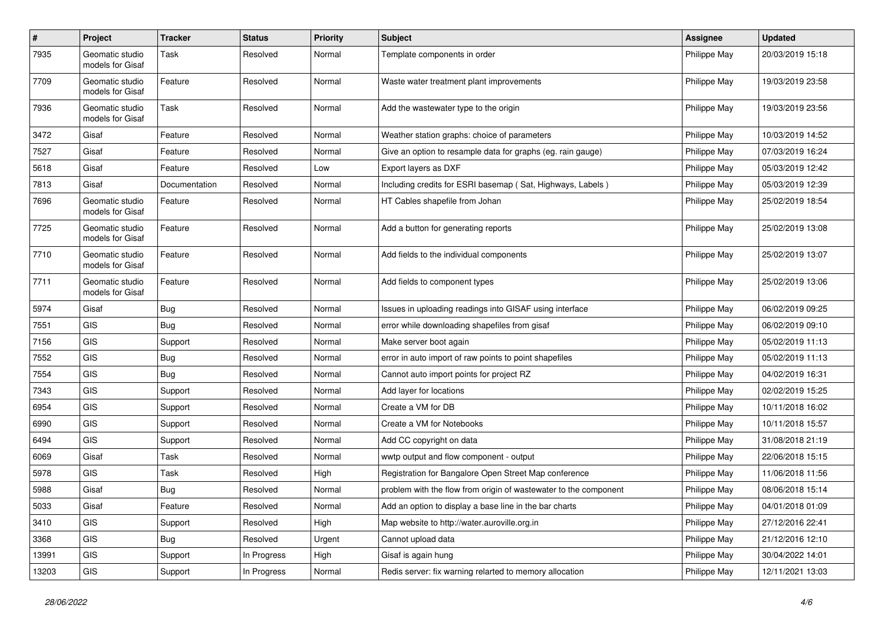| # | Project | Tracker | Status | Priority | Subject | Assignee | Updated |
|---|---|---|---|---|---|---|---|
| 7935 | Geomatic studio models for Gisaf | Task | Resolved | Normal | Template components in order | Philippe May | 20/03/2019 15:18 |
| 7709 | Geomatic studio models for Gisaf | Feature | Resolved | Normal | Waste water treatment plant improvements | Philippe May | 19/03/2019 23:58 |
| 7936 | Geomatic studio models for Gisaf | Task | Resolved | Normal | Add the wastewater type to the origin | Philippe May | 19/03/2019 23:56 |
| 3472 | Gisaf | Feature | Resolved | Normal | Weather station graphs: choice of parameters | Philippe May | 10/03/2019 14:52 |
| 7527 | Gisaf | Feature | Resolved | Normal | Give an option to resample data for graphs (eg. rain gauge) | Philippe May | 07/03/2019 16:24 |
| 5618 | Gisaf | Feature | Resolved | Low | Export layers as DXF | Philippe May | 05/03/2019 12:42 |
| 7813 | Gisaf | Documentation | Resolved | Normal | Including credits for ESRI basemap ( Sat, Highways, Labels ) | Philippe May | 05/03/2019 12:39 |
| 7696 | Geomatic studio models for Gisaf | Feature | Resolved | Normal | HT Cables shapefile from Johan | Philippe May | 25/02/2019 18:54 |
| 7725 | Geomatic studio models for Gisaf | Feature | Resolved | Normal | Add a button for generating reports | Philippe May | 25/02/2019 13:08 |
| 7710 | Geomatic studio models for Gisaf | Feature | Resolved | Normal | Add fields to the individual components | Philippe May | 25/02/2019 13:07 |
| 7711 | Geomatic studio models for Gisaf | Feature | Resolved | Normal | Add fields to component types | Philippe May | 25/02/2019 13:06 |
| 5974 | Gisaf | Bug | Resolved | Normal | Issues in uploading readings into GISAF using interface | Philippe May | 06/02/2019 09:25 |
| 7551 | GIS | Bug | Resolved | Normal | error while downloading shapefiles from gisaf | Philippe May | 06/02/2019 09:10 |
| 7156 | GIS | Support | Resolved | Normal | Make server boot again | Philippe May | 05/02/2019 11:13 |
| 7552 | GIS | Bug | Resolved | Normal | error in auto import of raw points to point shapefiles | Philippe May | 05/02/2019 11:13 |
| 7554 | GIS | Bug | Resolved | Normal | Cannot auto import points for project RZ | Philippe May | 04/02/2019 16:31 |
| 7343 | GIS | Support | Resolved | Normal | Add layer for locations | Philippe May | 02/02/2019 15:25 |
| 6954 | GIS | Support | Resolved | Normal | Create a VM for DB | Philippe May | 10/11/2018 16:02 |
| 6990 | GIS | Support | Resolved | Normal | Create a VM for Notebooks | Philippe May | 10/11/2018 15:57 |
| 6494 | GIS | Support | Resolved | Normal | Add CC copyright on data | Philippe May | 31/08/2018 21:19 |
| 6069 | Gisaf | Task | Resolved | Normal | wwtp output and flow component - output | Philippe May | 22/06/2018 15:15 |
| 5978 | GIS | Task | Resolved | High | Registration for Bangalore Open Street Map conference | Philippe May | 11/06/2018 11:56 |
| 5988 | Gisaf | Bug | Resolved | Normal | problem with the flow from origin of wastewater to the component | Philippe May | 08/06/2018 15:14 |
| 5033 | Gisaf | Feature | Resolved | Normal | Add an option to display a base line in the bar charts | Philippe May | 04/01/2018 01:09 |
| 3410 | GIS | Support | Resolved | High | Map website to http://water.auroville.org.in | Philippe May | 27/12/2016 22:41 |
| 3368 | GIS | Bug | Resolved | Urgent | Cannot upload data | Philippe May | 21/12/2016 12:10 |
| 13991 | GIS | Support | In Progress | High | Gisaf is again hung | Philippe May | 30/04/2022 14:01 |
| 13203 | GIS | Support | In Progress | Normal | Redis server: fix warning relarted to memory allocation | Philippe May | 12/11/2021 13:03 |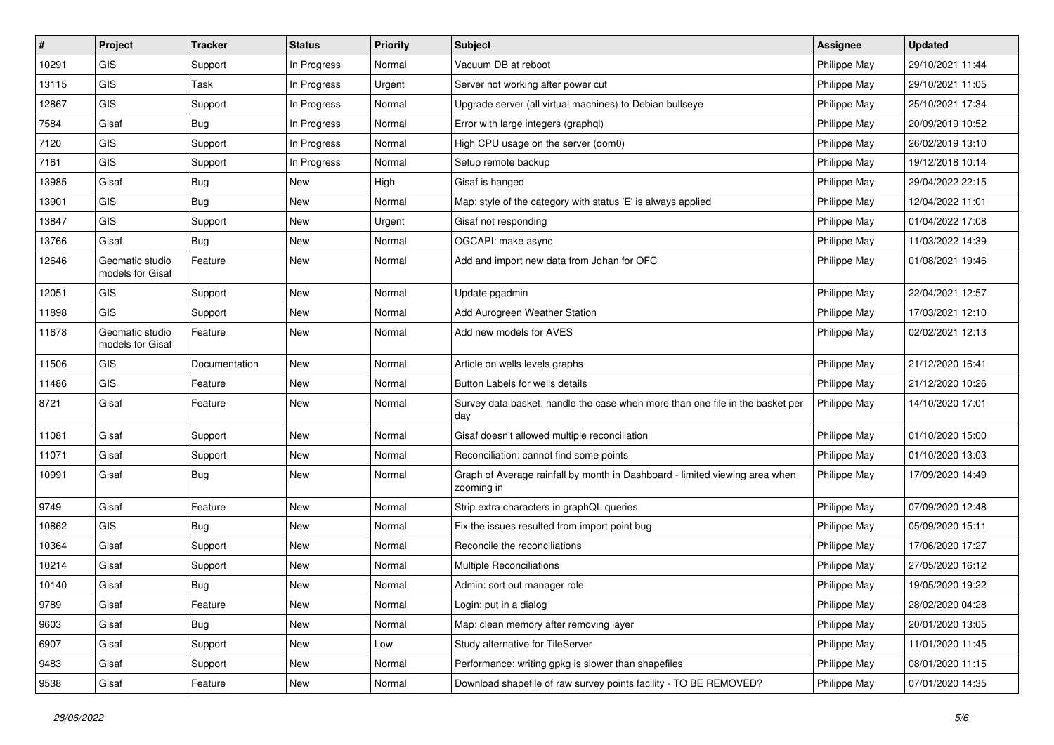| # | Project | Tracker | Status | Priority | Subject | Assignee | Updated |
|---|---|---|---|---|---|---|---|
| 10291 | GIS | Support | In Progress | Normal | Vacuum DB at reboot | Philippe May | 29/10/2021 11:44 |
| 13115 | GIS | Task | In Progress | Urgent | Server not working after power cut | Philippe May | 29/10/2021 11:05 |
| 12867 | GIS | Support | In Progress | Normal | Upgrade server (all virtual machines) to Debian bullseye | Philippe May | 25/10/2021 17:34 |
| 7584 | Gisaf | Bug | In Progress | Normal | Error with large integers (graphql) | Philippe May | 20/09/2019 10:52 |
| 7120 | GIS | Support | In Progress | Normal | High CPU usage on the server (dom0) | Philippe May | 26/02/2019 13:10 |
| 7161 | GIS | Support | In Progress | Normal | Setup remote backup | Philippe May | 19/12/2018 10:14 |
| 13985 | Gisaf | Bug | New | High | Gisaf is hanged | Philippe May | 29/04/2022 22:15 |
| 13901 | GIS | Bug | New | Normal | Map: style of the category with status 'E' is always applied | Philippe May | 12/04/2022 11:01 |
| 13847 | GIS | Support | New | Urgent | Gisaf not responding | Philippe May | 01/04/2022 17:08 |
| 13766 | Gisaf | Bug | New | Normal | OGCAPI: make async | Philippe May | 11/03/2022 14:39 |
| 12646 | Geomatic studio models for Gisaf | Feature | New | Normal | Add and import new data from Johan for OFC | Philippe May | 01/08/2021 19:46 |
| 12051 | GIS | Support | New | Normal | Update pgadmin | Philippe May | 22/04/2021 12:57 |
| 11898 | GIS | Support | New | Normal | Add Aurogreen Weather Station | Philippe May | 17/03/2021 12:10 |
| 11678 | Geomatic studio models for Gisaf | Feature | New | Normal | Add new models for AVES | Philippe May | 02/02/2021 12:13 |
| 11506 | GIS | Documentation | New | Normal | Article on wells levels graphs | Philippe May | 21/12/2020 16:41 |
| 11486 | GIS | Feature | New | Normal | Button Labels for wells details | Philippe May | 21/12/2020 10:26 |
| 8721 | Gisaf | Feature | New | Normal | Survey data basket: handle the case when more than one file in the basket per day | Philippe May | 14/10/2020 17:01 |
| 11081 | Gisaf | Support | New | Normal | Gisaf doesn't allowed multiple reconciliation | Philippe May | 01/10/2020 15:00 |
| 11071 | Gisaf | Support | New | Normal | Reconciliation: cannot find some points | Philippe May | 01/10/2020 13:03 |
| 10991 | Gisaf | Bug | New | Normal | Graph of Average rainfall by month in Dashboard - limited viewing area when zooming in | Philippe May | 17/09/2020 14:49 |
| 9749 | Gisaf | Feature | New | Normal | Strip extra characters in graphQL queries | Philippe May | 07/09/2020 12:48 |
| 10862 | GIS | Bug | New | Normal | Fix the issues resulted from import point bug | Philippe May | 05/09/2020 15:11 |
| 10364 | Gisaf | Support | New | Normal | Reconcile the reconciliations | Philippe May | 17/06/2020 17:27 |
| 10214 | Gisaf | Support | New | Normal | Multiple Reconciliations | Philippe May | 27/05/2020 16:12 |
| 10140 | Gisaf | Bug | New | Normal | Admin: sort out manager role | Philippe May | 19/05/2020 19:22 |
| 9789 | Gisaf | Feature | New | Normal | Login: put in a dialog | Philippe May | 28/02/2020 04:28 |
| 9603 | Gisaf | Bug | New | Normal | Map: clean memory after removing layer | Philippe May | 20/01/2020 13:05 |
| 6907 | Gisaf | Support | New | Low | Study alternative for TileServer | Philippe May | 11/01/2020 11:45 |
| 9483 | Gisaf | Support | New | Normal | Performance: writing gpkg is slower than shapefiles | Philippe May | 08/01/2020 11:15 |
| 9538 | Gisaf | Feature | New | Normal | Download shapefile of raw survey points facility - TO BE REMOVED? | Philippe May | 07/01/2020 14:35 |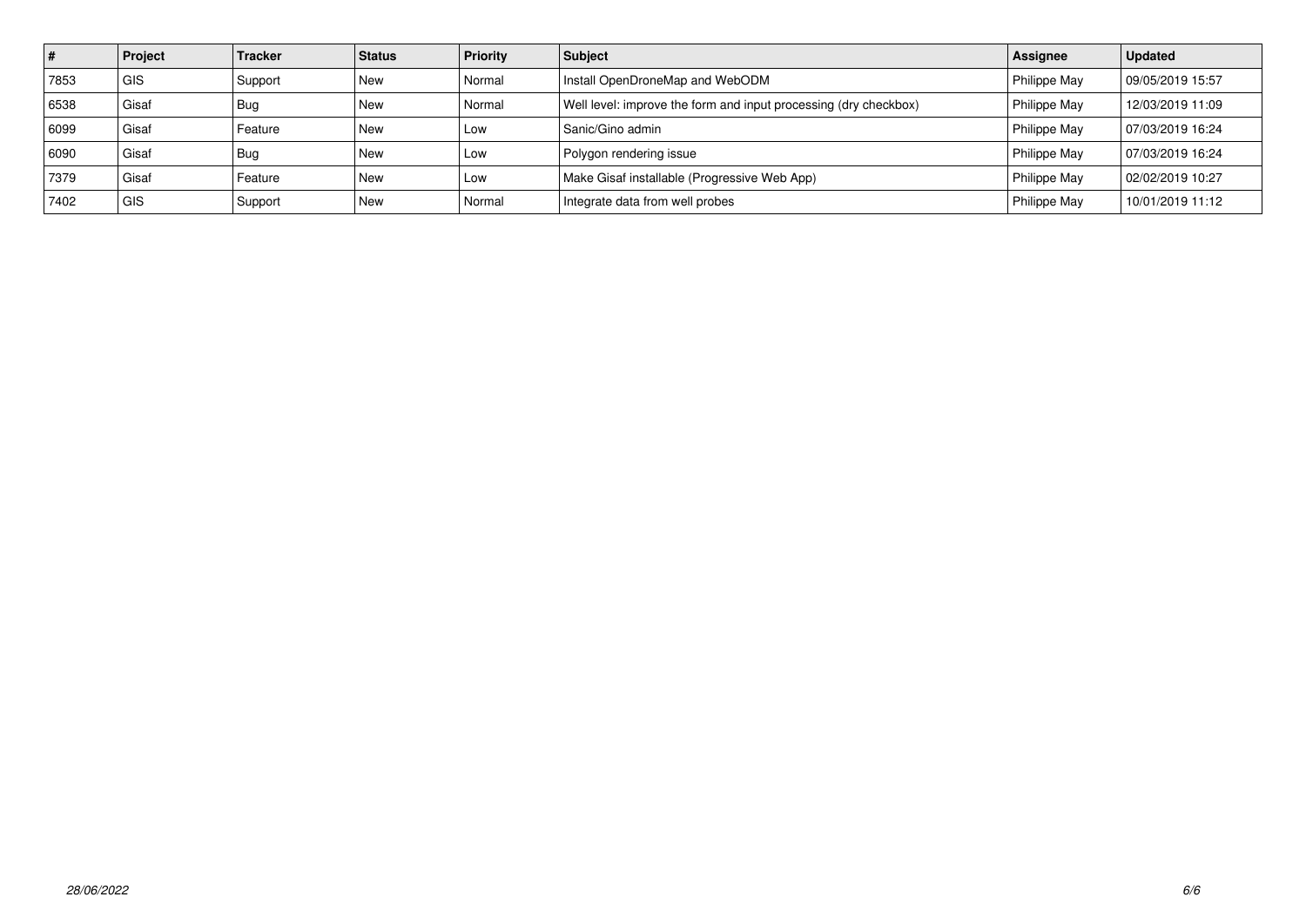| # | Project | Tracker | Status | Priority | Subject | Assignee | Updated |
|---|---|---|---|---|---|---|---|
| 7853 | GIS | Support | New | Normal | Install OpenDroneMap and WebODM | Philippe May | 09/05/2019 15:57 |
| 6538 | Gisaf | Bug | New | Normal | Well level: improve the form and input processing (dry checkbox) | Philippe May | 12/03/2019 11:09 |
| 6099 | Gisaf | Feature | New | Low | Sanic/Gino admin | Philippe May | 07/03/2019 16:24 |
| 6090 | Gisaf | Bug | New | Low | Polygon rendering issue | Philippe May | 07/03/2019 16:24 |
| 7379 | Gisaf | Feature | New | Low | Make Gisaf installable (Progressive Web App) | Philippe May | 02/02/2019 10:27 |
| 7402 | GIS | Support | New | Normal | Integrate data from well probes | Philippe May | 10/01/2019 11:12 |

*28/06/2022*